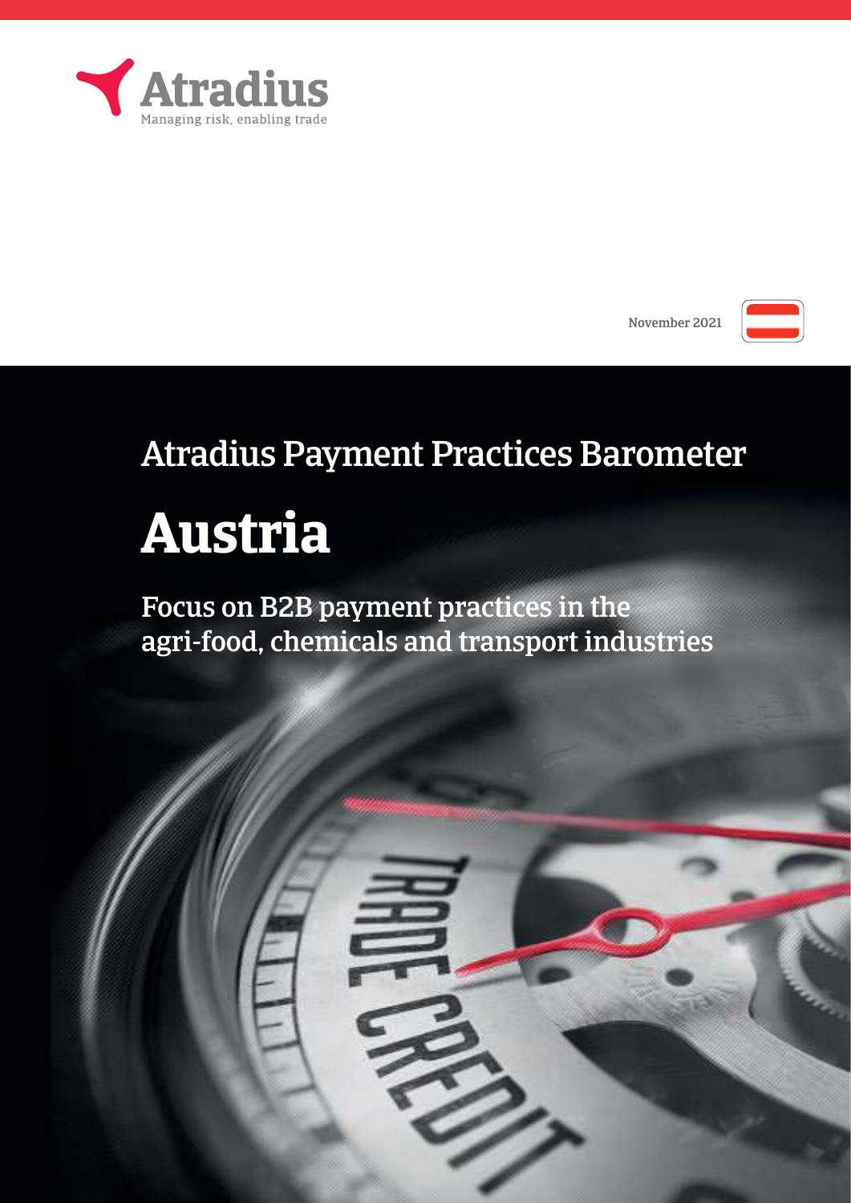Atradius

Managing risk, enabling trade

November 2021

# Atradius Payment Practices Barometer

# Austria

## Focus on B2B payment practices in the agri-food, chemicals and transport industries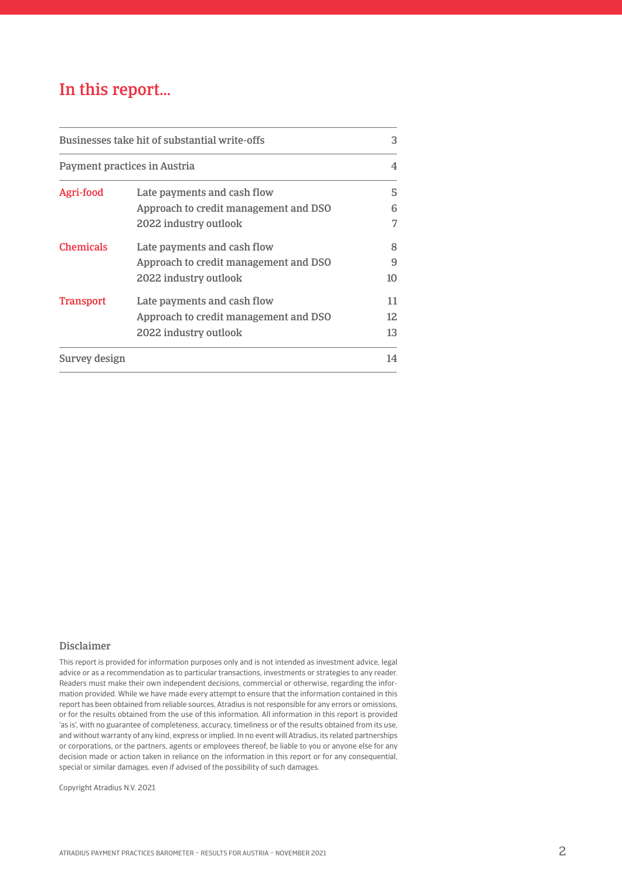# In this report...

| | | |
|---|---|---|
| Businesses take hit of substantial write-offs | | 3 |
| Payment practices in Austria | | 4 |
| Agri-food | Late payments and cash flow | 5 |
| | Approach to credit management and DSO | 6 |
| | 2022 industry outlook | 7 |
| Chemicals | Late payments and cash flow | 8 |
| | Approach to credit management and DSO | 9 |
| | 2022 industry outlook | 10 |
| Transport | Late payments and cash flow | 11 |
| | Approach to credit management and DSO | 12 |
| | 2022 industry outlook | 13 |
| Survey design | | 14 |

## Disclaimer

This report is provided for information purposes only and is not intended as investment advice, legal advice or as a recommendation as to particular transactions, investments or strategies to any reader. Readers must make their own independent decisions, commercial or otherwise, regarding the information provided. While we have made every attempt to ensure that the information contained in this report has been obtained from reliable sources, Atradius is not responsible for any errors or omissions, or for the results obtained from the use of this information. All information in this report is provided 'as is', with no guarantee of completeness, accuracy, timeliness or of the results obtained from its use, and without warranty of any kind, express or implied. In no event will Atradius, its related partnerships or corporations, or the partners, agents or employees thereof, be liable to you or anyone else for any decision made or action taken in reliance on the information in this report or for any consequential, special or similar damages, even if advised of the possibility of such damages.

Copyright Atradius N.V. 2021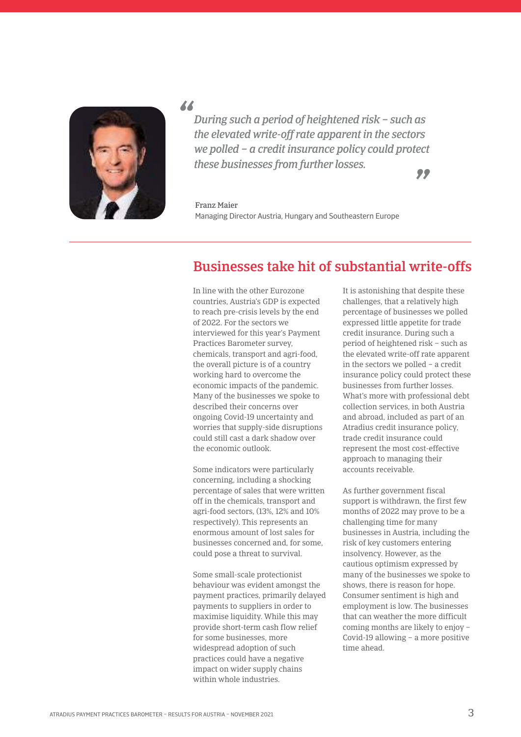> *During such a period of heightened risk – such as the elevated write-off rate apparent in the sectors we polled – a credit insurance policy could protect these businesses from further losses.*

Franz Maier
Managing Director Austria, Hungary and Southeastern Europe

## Businesses take hit of substantial write-offs

In line with the other Eurozone countries, Austria's GDP is expected to reach pre-crisis levels by the end of 2022. For the sectors we interviewed for this year's Payment Practices Barometer survey, chemicals, transport and agri-food, the overall picture is of a country working hard to overcome the economic impacts of the pandemic. Many of the businesses we spoke to described their concerns over ongoing Covid-19 uncertainty and worries that supply-side disruptions could still cast a dark shadow over the economic outlook.

Some indicators were particularly concerning, including a shocking percentage of sales that were written off in the chemicals, transport and agri-food sectors, (13%, 12% and 10% respectively). This represents an enormous amount of lost sales for businesses concerned and, for some, could pose a threat to survival.

Some small-scale protectionist behaviour was evident amongst the payment practices, primarily delayed payments to suppliers in order to maximise liquidity. While this may provide short-term cash flow relief for some businesses, more widespread adoption of such practices could have a negative impact on wider supply chains within whole industries.

It is astonishing that despite these challenges, that a relatively high percentage of businesses we polled expressed little appetite for trade credit insurance. During such a period of heightened risk – such as the elevated write-off rate apparent in the sectors we polled – a credit insurance policy could protect these businesses from further losses. What's more with professional debt collection services, in both Austria and abroad, included as part of an Atradius credit insurance policy, trade credit insurance could represent the most cost-effective approach to managing their accounts receivable.

As further government fiscal support is withdrawn, the first few months of 2022 may prove to be a challenging time for many businesses in Austria, including the risk of key customers entering insolvency. However, as the cautious optimism expressed by many of the businesses we spoke to shows, there is reason for hope. Consumer sentiment is high and employment is low. The businesses that can weather the more difficult coming months are likely to enjoy – Covid-19 allowing – a more positive time ahead.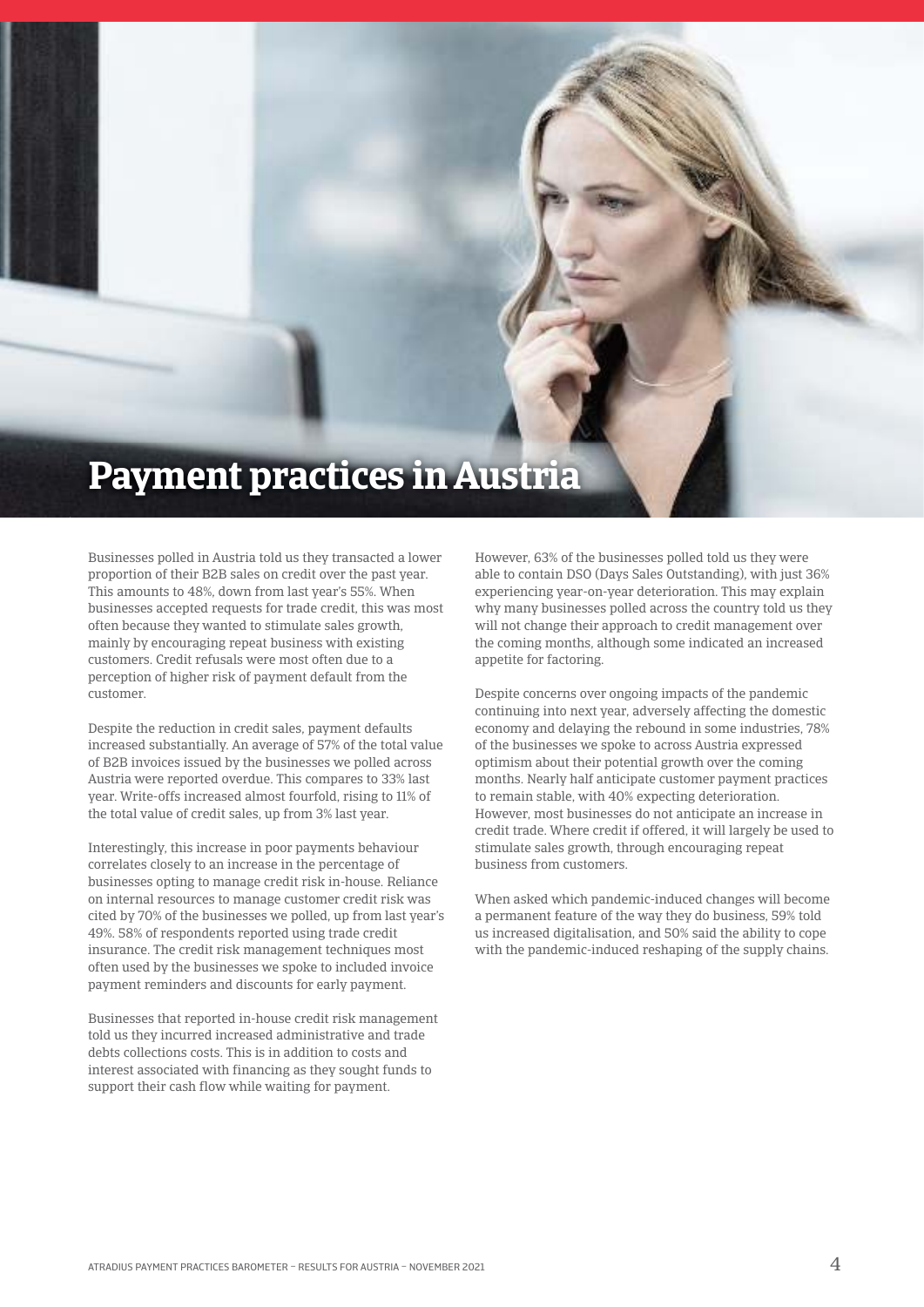# Payment practices in Austria

Businesses polled in Austria told us they transacted a lower proportion of their B2B sales on credit over the past year. This amounts to 48%, down from last year's 55%. When businesses accepted requests for trade credit, this was most often because they wanted to stimulate sales growth, mainly by encouraging repeat business with existing customers. Credit refusals were most often due to a perception of higher risk of payment default from the customer.

Despite the reduction in credit sales, payment defaults increased substantially. An average of 57% of the total value of B2B invoices issued by the businesses we polled across Austria were reported overdue. This compares to 33% last year. Write-offs increased almost fourfold, rising to 11% of the total value of credit sales, up from 3% last year.

Interestingly, this increase in poor payments behaviour correlates closely to an increase in the percentage of businesses opting to manage credit risk in-house. Reliance on internal resources to manage customer credit risk was cited by 70% of the businesses we polled, up from last year's 49%. 58% of respondents reported using trade credit insurance. The credit risk management techniques most often used by the businesses we spoke to included invoice payment reminders and discounts for early payment.

Businesses that reported in-house credit risk management told us they incurred increased administrative and trade debts collections costs. This is in addition to costs and interest associated with financing as they sought funds to support their cash flow while waiting for payment.

However, 63% of the businesses polled told us they were able to contain DSO (Days Sales Outstanding), with just 36% experiencing year-on-year deterioration. This may explain why many businesses polled across the country told us they will not change their approach to credit management over the coming months, although some indicated an increased appetite for factoring.

Despite concerns over ongoing impacts of the pandemic continuing into next year, adversely affecting the domestic economy and delaying the rebound in some industries, 78% of the businesses we spoke to across Austria expressed optimism about their potential growth over the coming months. Nearly half anticipate customer payment practices to remain stable, with 40% expecting deterioration. However, most businesses do not anticipate an increase in credit trade. Where credit if offered, it will largely be used to stimulate sales growth, through encouraging repeat business from customers.

When asked which pandemic-induced changes will become a permanent feature of the way they do business, 59% told us increased digitalisation, and 50% said the ability to cope with the pandemic-induced reshaping of the supply chains.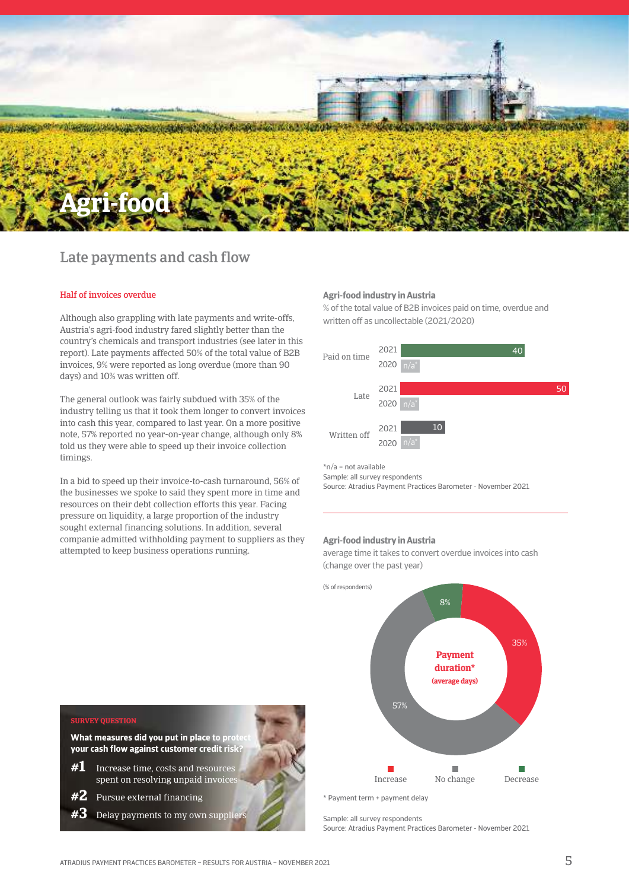# Agri-food

## Late payments and cash flow

### Half of invoices overdue

Although also grappling with late payments and write-offs, Austria's agri-food industry fared slightly better than the country's chemicals and transport industries (see later in this report). Late payments affected 50% of the total value of B2B invoices, 9% were reported as long overdue (more than 90 days) and 10% was written off.

The general outlook was fairly subdued with 35% of the industry telling us that it took them longer to convert invoices into cash this year, compared to last year. On a more positive note, 57% reported no year-on-year change, although only 8% told us they were able to speed up their invoice collection timings.

In a bid to speed up their invoice-to-cash turnaround, 56% of the businesses we spoke to said they spent more in time and resources on their debt collection efforts this year. Facing pressure on liquidity, a large proportion of the industry sought external financing solutions. In addition, several companie admitted withholding payment to suppliers as they attempted to keep business operations running.

**Agri-food industry in Austria**

% of the total value of B2B invoices paid on time, overdue and written off as uncollectable (2021/2020)

Paid on time
2021 40
2020 n/a*

Late
2021 50
2020 n/a*

Written off
2021 10
2020 n/a*

*n/a = not available
Sample: all survey respondents
Source: Atradius Payment Practices Barometer - November 2021

**Agri-food industry in Austria**

average time it takes to convert overdue invoices into cash (change over the past year)

(% of respondents)

Payment duration* (average days)

8%
35%
57%

Increase
No change
Decrease

* Payment term + payment delay

Sample: all survey respondents
Source: Atradius Payment Practices Barometer - November 2021

**SURVEY QUESTION**

**What measures did you put in place to protect your cash flow against customer credit risk?**

**#1** Increase time, costs and resources spent on resolving unpaid invoices

**#2** Pursue external financing

**#3** Delay payments to my own suppliers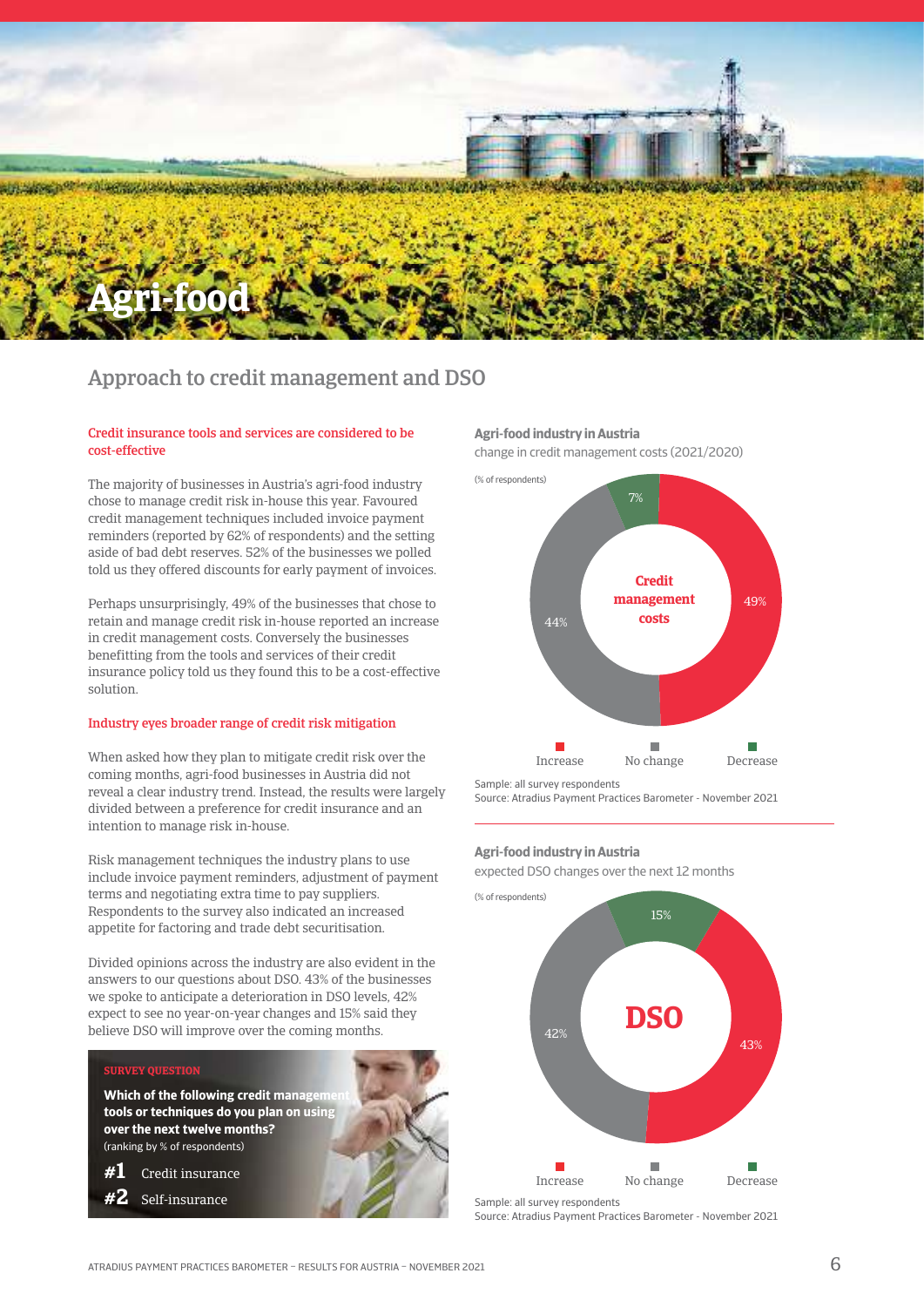# Agri-food

## Approach to credit management and DSO

### Credit insurance tools and services are considered to be cost-effective

The majority of businesses in Austria's agri-food industry chose to manage credit risk in-house this year. Favoured credit management techniques included invoice payment reminders (reported by 62% of respondents) and the setting aside of bad debt reserves. 52% of the businesses we polled told us they offered discounts for early payment of invoices.

Perhaps unsurprisingly, 49% of the businesses that chose to retain and manage credit risk in-house reported an increase in credit management costs. Conversely the businesses benefitting from the tools and services of their credit insurance policy told us they found this to be a cost-effective solution.

### Industry eyes broader range of credit risk mitigation

When asked how they plan to mitigate credit risk over the coming months, agri-food businesses in Austria did not reveal a clear industry trend. Instead, the results were largely divided between a preference for credit insurance and an intention to manage risk in-house.

Risk management techniques the industry plans to use include invoice payment reminders, adjustment of payment terms and negotiating extra time to pay suppliers. Respondents to the survey also indicated an increased appetite for factoring and trade debt securitisation.

Divided opinions across the industry are also evident in the answers to our questions about DSO. 43% of the businesses we spoke to anticipate a deterioration in DSO levels, 42% expect to see no year-on-year changes and 15% said they believe DSO will improve over the coming months.

SURVEY QUESTION

**Which of the following credit management tools or techniques do you plan on using over the next twelve months?**
(ranking by % of respondents)

**#1** Credit insurance
**#2** Self-insurance

**Agri-food industry in Austria**
change in credit management costs (2021/2020)

(% of respondents)

Credit management costs

49%
44%
7%

Increase
No change
Decrease

Sample: all survey respondents
Source: Atradius Payment Practices Barometer - November 2021

**Agri-food industry in Austria**
expected DSO changes over the next 12 months

(% of respondents)

DSO

43%
42%
15%

Increase
No change
Decrease

Sample: all survey respondents
Source: Atradius Payment Practices Barometer - November 2021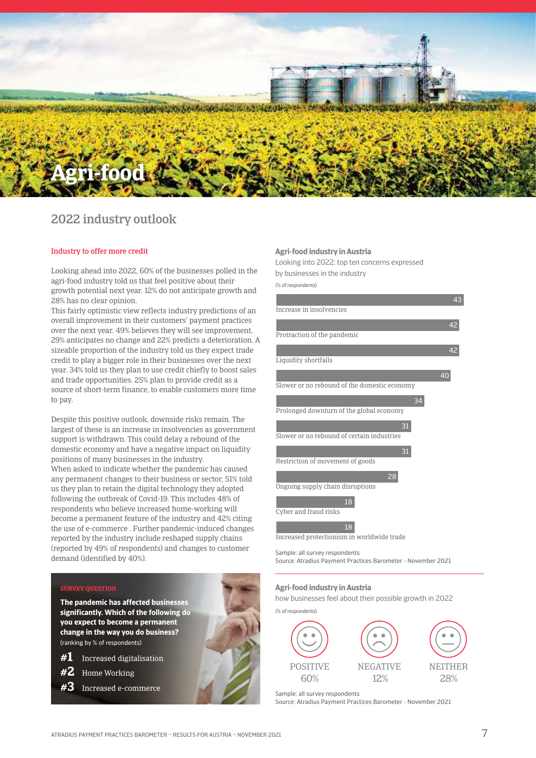# Agri-food

## 2022 industry outlook

### Industry to offer more credit

Looking ahead into 2022, 60% of the businesses polled in the agri-food industry told us that feel positive about their growth potential next year. 12% do not anticipate growth and 28% has no clear opinion.
This fairly optimistic view reflects industry predictions of an overall improvement in their customers' payment practices over the next year. 49% believes they will see improvement, 29% anticipates no change and 22% predicts a deterioration. A sizeable proportion of the industry told us they expect trade credit to play a bigger role in their businesses over the next year. 34% told us they plan to use credit chiefly to boost sales and trade opportunities. 25% plan to provide credit as a source of short-term finance, to enable customers more time to pay.

Despite this positive outlook, downside risks remain. The largest of these is an increase in insolvencies as government support is withdrawn. This could delay a rebound of the domestic economy and have a negative impact on liquidity positions of many businesses in the industry.
When asked to indicate whether the pandemic has caused any permanent changes to their business or sector, 51% told us they plan to retain the digital technology they adopted following the outbreak of Covid-19. This includes 48% of respondents who believe increased home-working will become a permanent feature of the industry and 42% citing the use of e-commerce . Further pandemic-induced changes reported by the industry include reshaped supply chains (reported by 49% of respondents) and changes to customer demand (identified by 40%).

**SURVEY QUESTION**

**The pandemic has affected businesses significantly. Which of the following do you expect to become a permanent change in the way you do business?**
(ranking by % of respondents)

**#1** Increased digitalisation
**#2** Home Working
**#3** Increased e-commerce

**Agri-food industry in Austria**
Looking into 2022: top ten concerns expressed by businesses in the industry
(% of respondents)

| Concern | % |
|---|---|
| Increase in insolvencies | 43 |
| Protraction of the pandemic | 42 |
| Liquidity shortfalls | 42 |
| Slower or no rebound of the domestic economy | 40 |
| Prolonged downturn of the global economy | 34 |
| Slower or no rebound of certain industries | 31 |
| Restriction of movement of goods | 31 |
| Ongoing supply chain disruptions | 28 |
| Cyber and fraud risks | 18 |
| Increased protectionism in worldwide trade | 18 |

Sample: all survey respondents
Source: Atradius Payment Practices Barometer - November 2021

**Agri-food industry in Austria**
how businesses feel about their possible growth in 2022
(% of respondents)

| POSITIVE | NEGATIVE | NEITHER |
|---|---|---|
| 60% | 12% | 28% |

Sample: all survey respondents
Source: Atradius Payment Practices Barometer - November 2021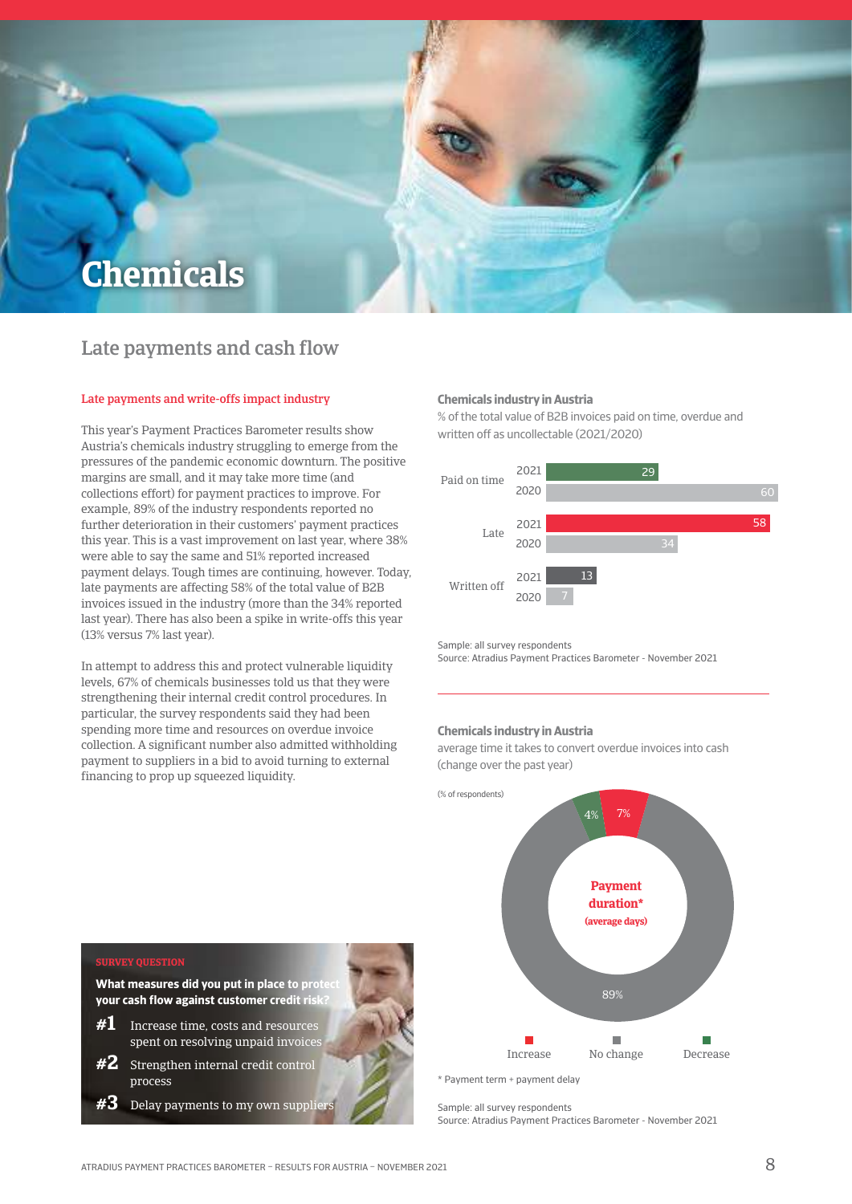# Chemicals

## Late payments and cash flow

### Late payments and write-offs impact industry

This year's Payment Practices Barometer results show Austria's chemicals industry struggling to emerge from the pressures of the pandemic economic downturn. The positive margins are small, and it may take more time (and collections effort) for payment practices to improve. For example, 89% of the industry respondents reported no further deterioration in their customers' payment practices this year. This is a vast improvement on last year, where 38% were able to say the same and 51% reported increased payment delays. Tough times are continuing, however. Today, late payments are affecting 58% of the total value of B2B invoices issued in the industry (more than the 34% reported last year). There has also been a spike in write-offs this year (13% versus 7% last year).

In attempt to address this and protect vulnerable liquidity levels, 67% of chemicals businesses told us that they were strengthening their internal credit control procedures. In particular, the survey respondents said they had been spending more time and resources on overdue invoice collection. A significant number also admitted withholding payment to suppliers in a bid to avoid turning to external financing to prop up squeezed liquidity.

**SURVEY QUESTION**

**What measures did you put in place to protect your cash flow against customer credit risk?**

**#1** Increase time, costs and resources spent on resolving unpaid invoices

**#2** Strengthen internal credit control process

**#3** Delay payments to my own suppliers

**Chemicals industry in Austria**

% of the total value of B2B invoices paid on time, overdue and written off as uncollectable (2021/2020)

Paid on time
2021: 29
2020: 60

Late
2021: 58
2020: 34

Written off
2021: 13
2020: 7

Sample: all survey respondents
Source: Atradius Payment Practices Barometer - November 2021

**Chemicals industry in Austria**

average time it takes to convert overdue invoices into cash (change over the past year)

(% of respondents)

Payment duration* (average days)

7%
4%
89%

Increase
No change
Decrease

* Payment term + payment delay

Sample: all survey respondents
Source: Atradius Payment Practices Barometer - November 2021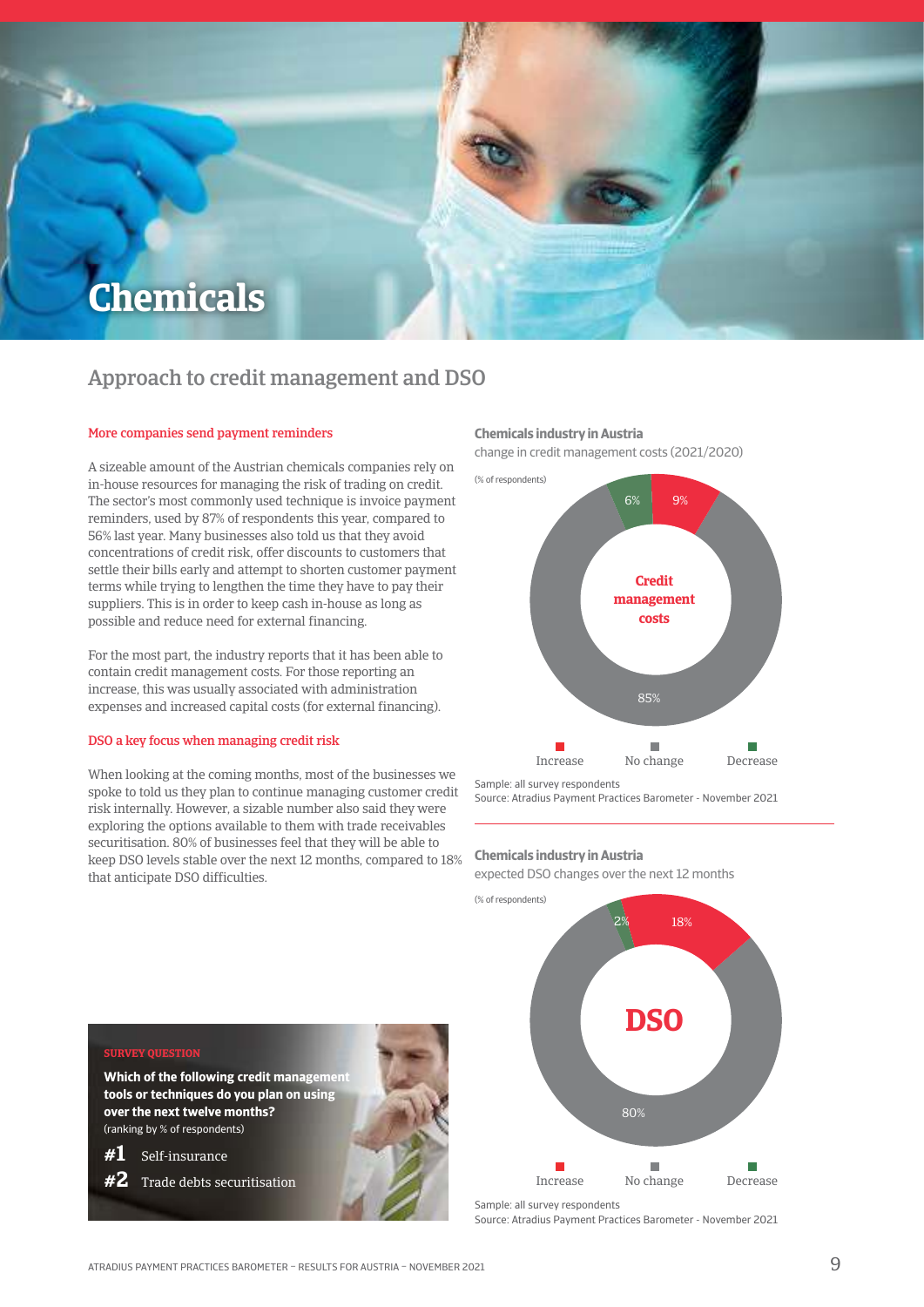# Chemicals

## Approach to credit management and DSO

### More companies send payment reminders

A sizeable amount of the Austrian chemicals companies rely on in-house resources for managing the risk of trading on credit. The sector's most commonly used technique is invoice payment reminders, used by 87% of respondents this year, compared to 56% last year. Many businesses also told us that they avoid concentrations of credit risk, offer discounts to customers that settle their bills early and attempt to shorten customer payment terms while trying to lengthen the time they have to pay their suppliers. This is in order to keep cash in-house as long as possible and reduce need for external financing.

For the most part, the industry reports that it has been able to contain credit management costs. For those reporting an increase, this was usually associated with administration expenses and increased capital costs (for external financing).

### DSO a key focus when managing credit risk

When looking at the coming months, most of the businesses we spoke to told us they plan to continue managing customer credit risk internally. However, a sizable number also said they were exploring the options available to them with trade receivables securitisation. 80% of businesses feel that they will be able to keep DSO levels stable over the next 12 months, compared to 18% that anticipate DSO difficulties.

**SURVEY QUESTION**

**Which of the following credit management tools or techniques do you plan on using over the next twelve months?**
(ranking by % of respondents)

**#1** Self-insurance

**#2** Trade debts securitisation

**Chemicals industry in Austria**
change in credit management costs (2021/2020)

(% of respondents)

Credit management costs

6%
9%
85%

Increase
No change
Decrease

Sample: all survey respondents
Source: Atradius Payment Practices Barometer - November 2021

**Chemicals industry in Austria**
expected DSO changes over the next 12 months

(% of respondents)

DSO

2%
18%
80%

Increase
No change
Decrease

Sample: all survey respondents
Source: Atradius Payment Practices Barometer - November 2021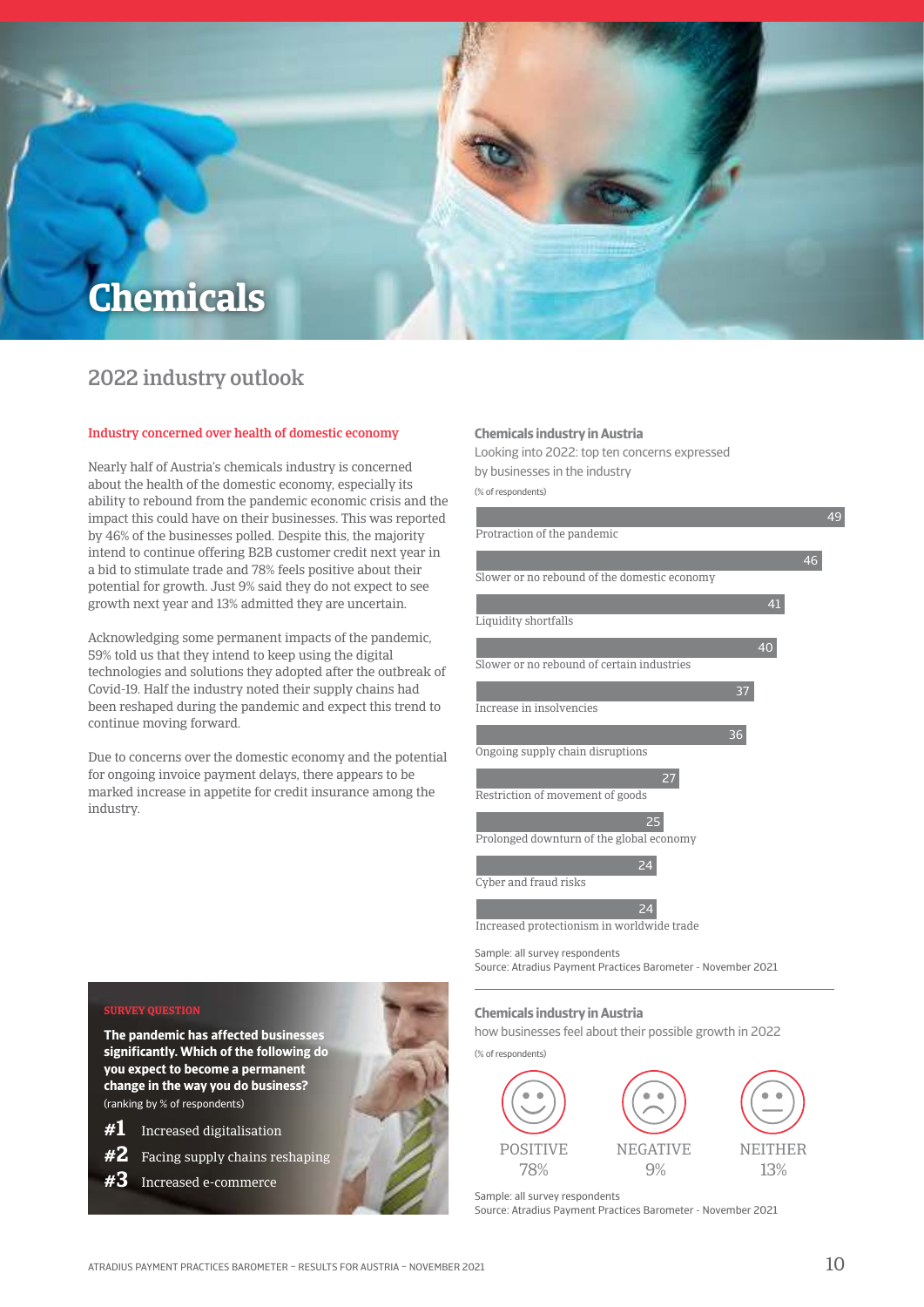# Chemicals

## 2022 industry outlook

### Industry concerned over health of domestic economy

Nearly half of Austria's chemicals industry is concerned about the health of the domestic economy, especially its ability to rebound from the pandemic economic crisis and the impact this could have on their businesses. This was reported by 46% of the businesses polled. Despite this, the majority intend to continue offering B2B customer credit next year in a bid to stimulate trade and 78% feels positive about their potential for growth. Just 9% said they do not expect to see growth next year and 13% admitted they are uncertain.

Acknowledging some permanent impacts of the pandemic, 59% told us that they intend to keep using the digital technologies and solutions they adopted after the outbreak of Covid-19. Half the industry noted their supply chains had been reshaped during the pandemic and expect this trend to continue moving forward.

Due to concerns over the domestic economy and the potential for ongoing invoice payment delays, there appears to be marked increase in appetite for credit insurance among the industry.

**Chemicals industry in Austria**

Looking into 2022: top ten concerns expressed by businesses in the industry

(% of respondents)

49
Protraction of the pandemic
46
Slower or no rebound of the domestic economy
41
Liquidity shortfalls
40
Slower or no rebound of certain industries
37
Increase in insolvencies
36
Ongoing supply chain disruptions
27
Restriction of movement of goods
25
Prolonged downturn of the global economy
24
Cyber and fraud risks
24
Increased protectionism in worldwide trade

Sample: all survey respondents
Source: Atradius Payment Practices Barometer - November 2021

**SURVEY QUESTION**

**The pandemic has affected businesses significantly. Which of the following do you expect to become a permanent change in the way you do business?**
(ranking by % of respondents)

**#1** Increased digitalisation
**#2** Facing supply chains reshaping
**#3** Increased e-commerce

**Chemicals industry in Austria**

how businesses feel about their possible growth in 2022

(% of respondents)

POSITIVE 78%
NEGATIVE 9%
NEITHER 13%

Sample: all survey respondents
Source: Atradius Payment Practices Barometer - November 2021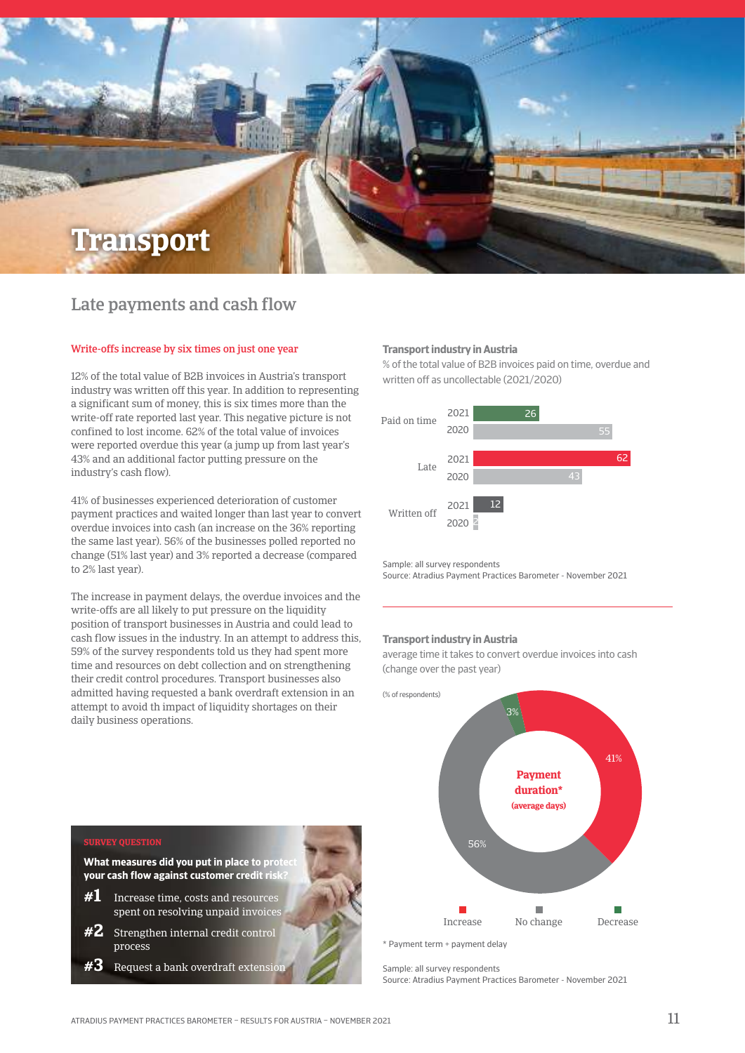# Transport

## Late payments and cash flow

### Write-offs increase by six times on just one year

12% of the total value of B2B invoices in Austria's transport industry was written off this year. In addition to representing a significant sum of money, this is six times more than the write-off rate reported last year. This negative picture is not confined to lost income. 62% of the total value of invoices were reported overdue this year (a jump up from last year's 43% and an additional factor putting pressure on the industry's cash flow).

41% of businesses experienced deterioration of customer payment practices and waited longer than last year to convert overdue invoices into cash (an increase on the 36% reporting the same last year). 56% of the businesses polled reported no change (51% last year) and 3% reported a decrease (compared to 2% last year).

The increase in payment delays, the overdue invoices and the write-offs are all likely to put pressure on the liquidity position of transport businesses in Austria and could lead to cash flow issues in the industry. In an attempt to address this, 59% of the survey respondents told us they had spent more time and resources on debt collection and on strengthening their credit control procedures. Transport businesses also admitted having requested a bank overdraft extension in an attempt to avoid th impact of liquidity shortages on their daily business operations.

**SURVEY QUESTION**

**What measures did you put in place to protect your cash flow against customer credit risk?**

**#1** Increase time, costs and resources spent on resolving unpaid invoices

**#2** Strengthen internal credit control process

**#3** Request a bank overdraft extension

**Transport industry in Austria**

% of the total value of B2B invoices paid on time, overdue and written off as uncollectable (2021/2020)

Paid on time
2021 26
2020 55

Late
2021 62
2020 43

Written off
2021 12
2020 2

Sample: all survey respondents
Source: Atradius Payment Practices Barometer - November 2021

**Transport industry in Austria**

average time it takes to convert overdue invoices into cash (change over the past year)

(% of respondents)

Payment duration* (average days)

41%
56%
3%

Increase
No change
Decrease

\* Payment term + payment delay

Sample: all survey respondents
Source: Atradius Payment Practices Barometer - November 2021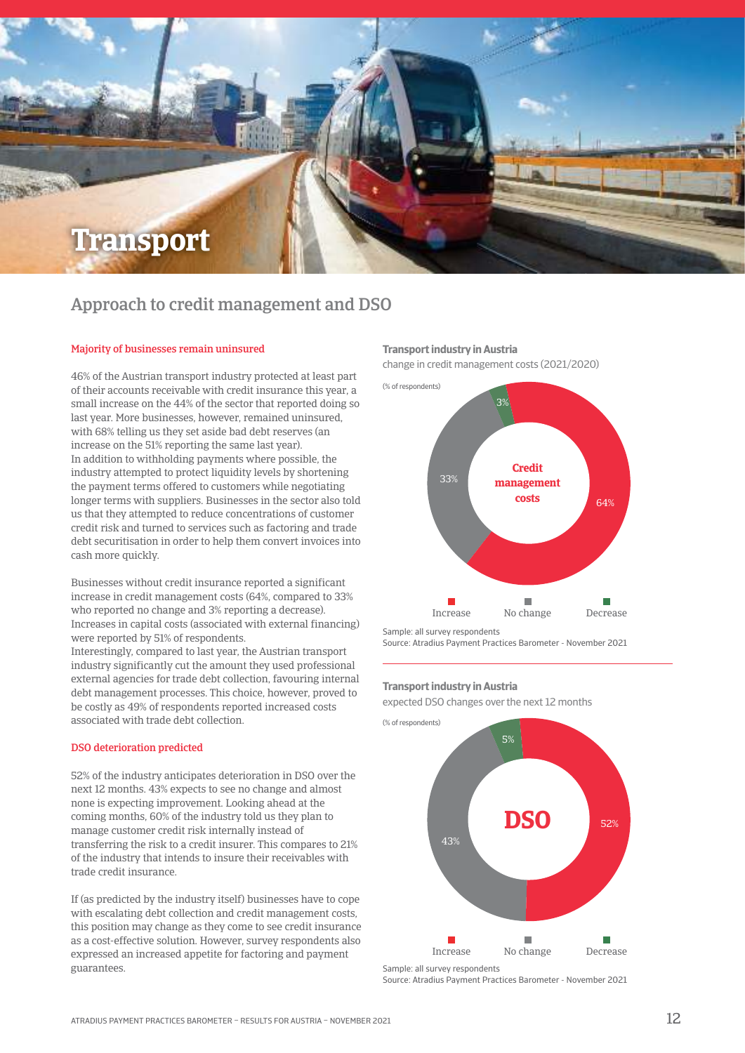# Transport

## Approach to credit management and DSO

### Majority of businesses remain uninsured

46% of the Austrian transport industry protected at least part of their accounts receivable with credit insurance this year, a small increase on the 44% of the sector that reported doing so last year. More businesses, however, remained uninsured, with 68% telling us they set aside bad debt reserves (an increase on the 51% reporting the same last year). In addition to withholding payments where possible, the industry attempted to protect liquidity levels by shortening the payment terms offered to customers while negotiating longer terms with suppliers. Businesses in the sector also told us that they attempted to reduce concentrations of customer credit risk and turned to services such as factoring and trade debt securitisation in order to help them convert invoices into cash more quickly.

Businesses without credit insurance reported a significant increase in credit management costs (64%, compared to 33% who reported no change and 3% reporting a decrease). Increases in capital costs (associated with external financing) were reported by 51% of respondents. Interestingly, compared to last year, the Austrian transport industry significantly cut the amount they used professional external agencies for trade debt collection, favouring internal debt management processes. This choice, however, proved to be costly as 49% of respondents reported increased costs associated with trade debt collection.

### DSO deterioration predicted

52% of the industry anticipates deterioration in DSO over the next 12 months. 43% expects to see no change and almost none is expecting improvement. Looking ahead at the coming months, 60% of the industry told us they plan to manage customer credit risk internally instead of transferring the risk to a credit insurer. This compares to 21% of the industry that intends to insure their receivables with trade credit insurance.

If (as predicted by the industry itself) businesses have to cope with escalating debt collection and credit management costs, this position may change as they come to see credit insurance as a cost-effective solution. However, survey respondents also expressed an increased appetite for factoring and payment guarantees.

**Transport industry in Austria**
change in credit management costs (2021/2020)

(% of respondents)

Credit management costs

64%
33%
3%

Increase
No change
Decrease

Sample: all survey respondents
Source: Atradius Payment Practices Barometer - November 2021

**Transport industry in Austria**
expected DSO changes over the next 12 months

(% of respondents)

DSO

52%
43%
5%

Increase
No change
Decrease

Sample: all survey respondents
Source: Atradius Payment Practices Barometer - November 2021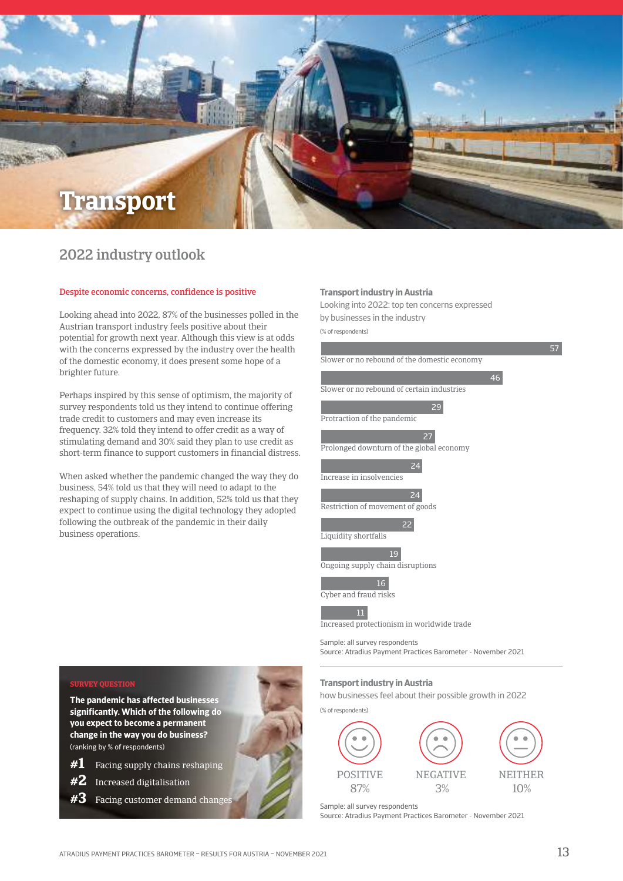# Transport

## 2022 industry outlook

**Despite economic concerns, confidence is positive**

Looking ahead into 2022, 87% of the businesses polled in the Austrian transport industry feels positive about their potential for growth next year. Although this view is at odds with the concerns expressed by the industry over the health of the domestic economy, it does present some hope of a brighter future.

Perhaps inspired by this sense of optimism, the majority of survey respondents told us they intend to continue offering trade credit to customers and may even increase its frequency. 32% told they intend to offer credit as a way of stimulating demand and 30% said they plan to use credit as short-term finance to support customers in financial distress.

When asked whether the pandemic changed the way they do business, 54% told us that they will need to adapt to the reshaping of supply chains. In addition, 52% told us that they expect to continue using the digital technology they adopted following the outbreak of the pandemic in their daily business operations.

**SURVEY QUESTION**

**The pandemic has affected businesses significantly. Which of the following do you expect to become a permanent change in the way you do business?**

(ranking by % of respondents)

**#1** Facing supply chains reshaping

**#2** Increased digitalisation

**#3** Facing customer demand changes

**Transport industry in Austria**

Looking into 2022: top ten concerns expressed by businesses in the industry

(% of respondents)

57
Slower or no rebound of the domestic economy

46
Slower or no rebound of certain industries

29
Protraction of the pandemic

27
Prolonged downturn of the global economy

24
Increase in insolvencies

24
Restriction of movement of goods

22
Liquidity shortfalls

19
Ongoing supply chain disruptions

16
Cyber and fraud risks

11
Increased protectionism in worldwide trade

Sample: all survey respondents
Source: Atradius Payment Practices Barometer - November 2021

**Transport industry in Austria**

how businesses feel about their possible growth in 2022

(% of respondents)

POSITIVE 87%

NEGATIVE 3%

NEITHER 10%

Sample: all survey respondents
Source: Atradius Payment Practices Barometer - November 2021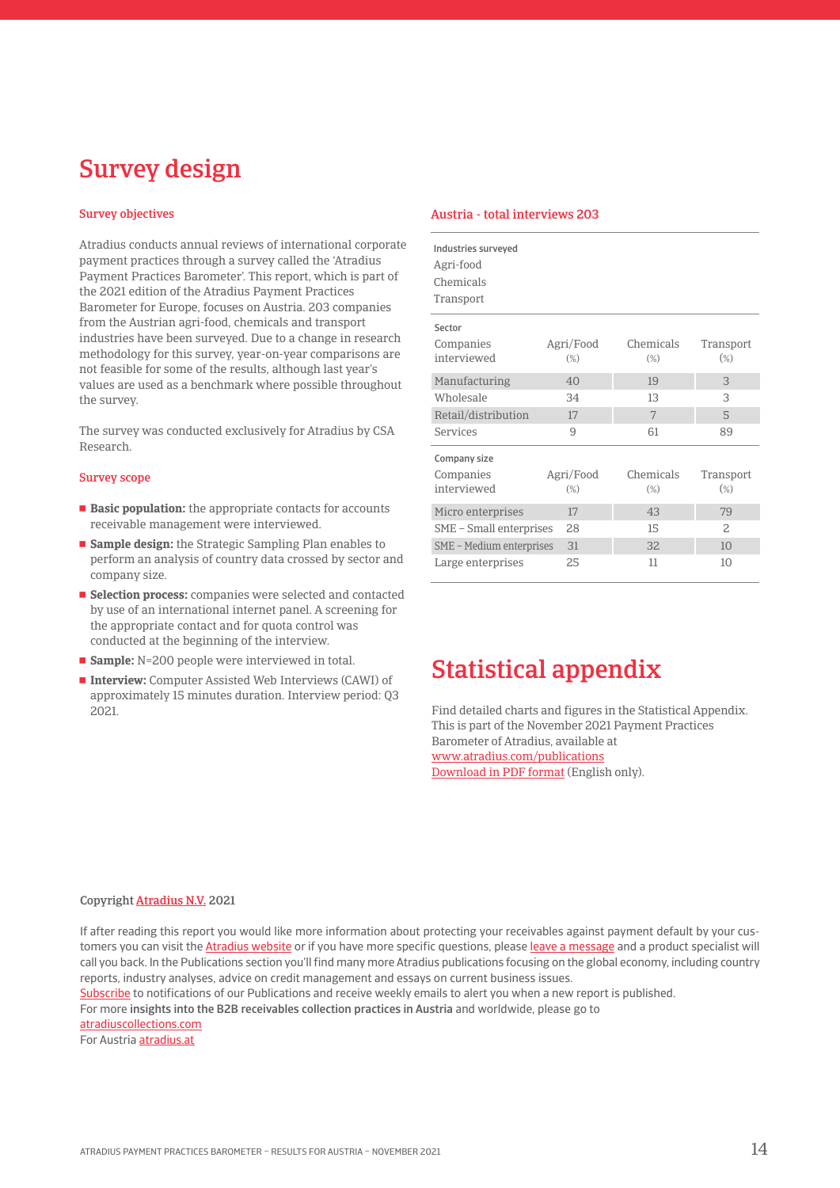# Survey design

## Survey objectives

Atradius conducts annual reviews of international corporate payment practices through a survey called the 'Atradius Payment Practices Barometer'. This report, which is part of the 2021 edition of the Atradius Payment Practices Barometer for Europe, focuses on Austria. 203 companies from the Austrian agri-food, chemicals and transport industries have been surveyed. Due to a change in research methodology for this survey, year-on-year comparisons are not feasible for some of the results, although last year's values are used as a benchmark where possible throughout the survey.

The survey was conducted exclusively for Atradius by CSA Research.

## Survey scope

- **Basic population:** the appropriate contacts for accounts receivable management were interviewed.
- **Sample design:** the Strategic Sampling Plan enables to perform an analysis of country data crossed by sector and company size.
- **Selection process:** companies were selected and contacted by use of an international internet panel. A screening for the appropriate contact and for quota control was conducted at the beginning of the interview.
- **Sample:** N=200 people were interviewed in total.
- **Interview:** Computer Assisted Web Interviews (CAWI) of approximately 15 minutes duration. Interview period: Q3 2021.

## Austria - total interviews 203

**Industries surveyed**

Agri-food
Chemicals
Transport

| Sector<br>Companies interviewed | Agri/Food (%) | Chemicals (%) | Transport (%) |
|---|---|---|---|
| Manufacturing | 40 | 19 | 3 |
| Wholesale | 34 | 13 | 3 |
| Retail/distribution | 17 | 7 | 5 |
| Services | 9 | 61 | 89 |

| Company size<br>Companies interviewed | Agri/Food (%) | Chemicals (%) | Transport (%) |
|---|---|---|---|
| Micro enterprises | 17 | 43 | 79 |
| SME – Small enterprises | 28 | 15 | 2 |
| SME – Medium enterprises | 31 | 32 | 10 |
| Large enterprises | 25 | 11 | 10 |

# Statistical appendix

Find detailed charts and figures in the Statistical Appendix. This is part of the November 2021 Payment Practices Barometer of Atradius, available at www.atradius.com/publications
Download in PDF format (English only).

Copyright Atradius N.V. 2021

If after reading this report you would like more information about protecting your receivables against payment default by your customers you can visit the Atradius website or if you have more specific questions, please leave a message and a product specialist will call you back. In the Publications section you'll find many more Atradius publications focusing on the global economy, including country reports, industry analyses, advice on credit management and essays on current business issues.
Subscribe to notifications of our Publications and receive weekly emails to alert you when a new report is published.
For more **insights into the B2B receivables collection practices in Austria** and worldwide, please go to atradiuscollections.com
For Austria atradius.at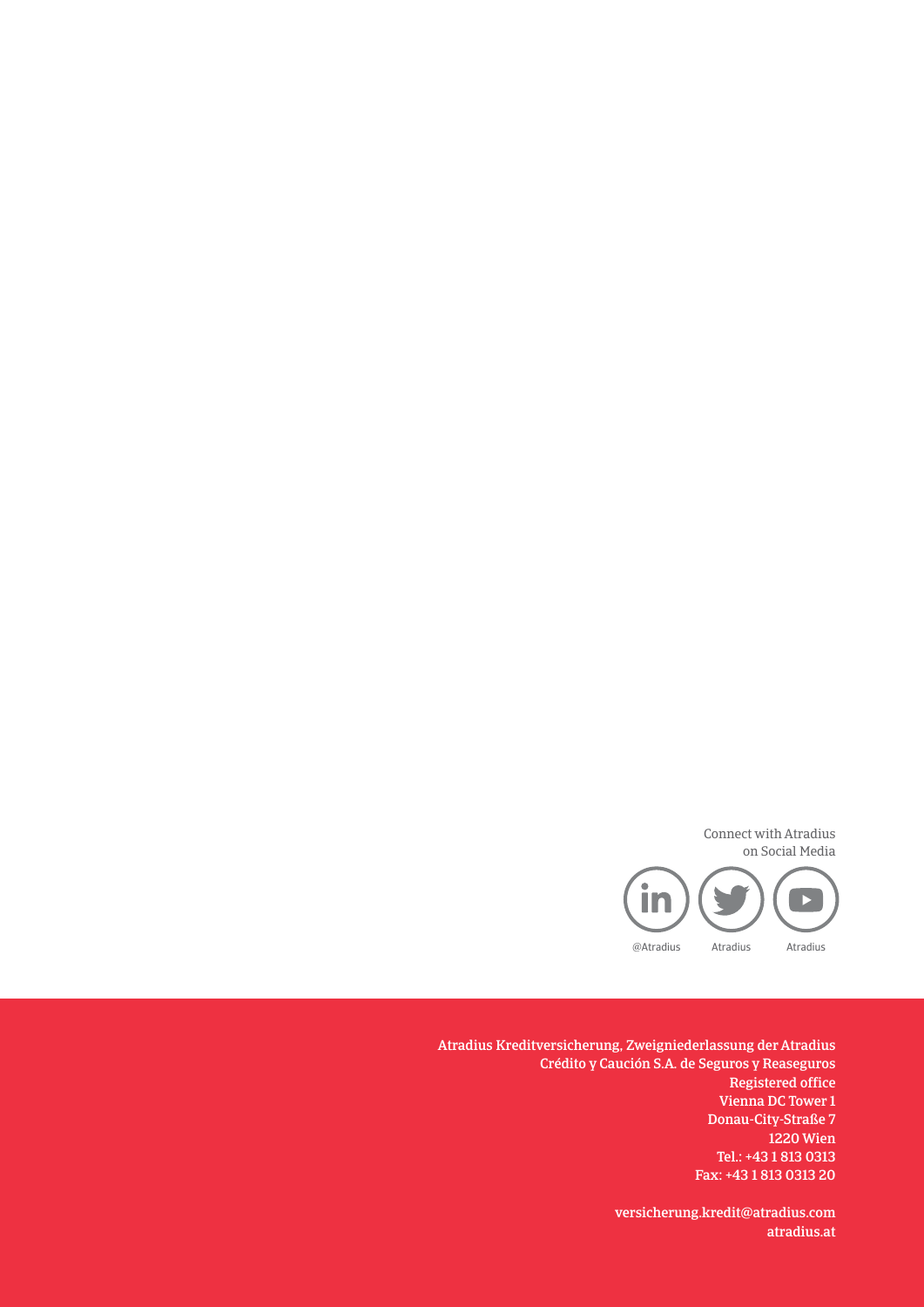Connect with Atradius
on Social Media

@Atradius Atradius Atradius

Atradius Kreditversicherung, Zweigniederlassung der Atradius
Crédito y Caución S.A. de Seguros y Reaseguros
Registered office
Vienna DC Tower 1
Donau-City-Straße 7
1220 Wien
Tel.: +43 1 813 0313
Fax: +43 1 813 0313 20

versicherung.kredit@atradius.com
atradius.at